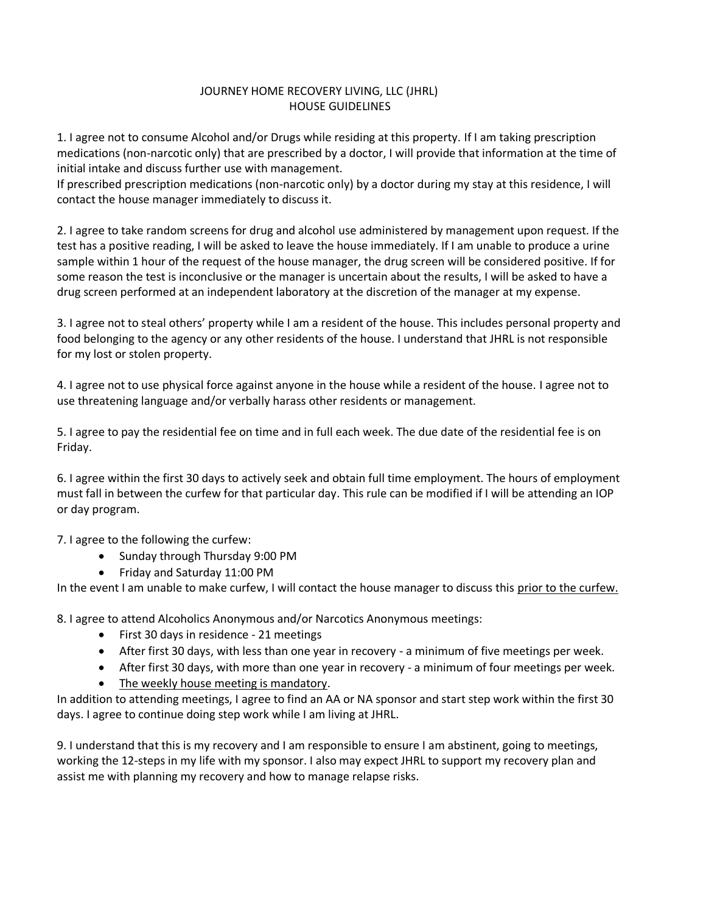# JOURNEY HOME RECOVERY LIVING, LLC (JHRL)
## HOUSE GUIDELINES

1. I agree not to consume Alcohol and/or Drugs while residing at this property. If I am taking prescription medications (non-narcotic only) that are prescribed by a doctor, I will provide that information at the time of initial intake and discuss further use with management.
If prescribed prescription medications (non-narcotic only) by a doctor during my stay at this residence, I will contact the house manager immediately to discuss it.

2. I agree to take random screens for drug and alcohol use administered by management upon request. If the test has a positive reading, I will be asked to leave the house immediately. If I am unable to produce a urine sample within 1 hour of the request of the house manager, the drug screen will be considered positive. If for some reason the test is inconclusive or the manager is uncertain about the results, I will be asked to have a drug screen performed at an independent laboratory at the discretion of the manager at my expense.

3. I agree not to steal others' property while I am a resident of the house. This includes personal property and food belonging to the agency or any other residents of the house. I understand that JHRL is not responsible for my lost or stolen property.

4. I agree not to use physical force against anyone in the house while a resident of the house. I agree not to use threatening language and/or verbally harass other residents or management.

5. I agree to pay the residential fee on time and in full each week. The due date of the residential fee is on Friday.

6. I agree within the first 30 days to actively seek and obtain full time employment. The hours of employment must fall in between the curfew for that particular day. This rule can be modified if I will be attending an IOP or day program.

7. I agree to the following the curfew:
    - Sunday through Thursday 9:00 PM
    - Friday and Saturday 11:00 PM

In the event I am unable to make curfew, I will contact the house manager to discuss this <u>prior to the curfew.</u>

8. I agree to attend Alcoholics Anonymous and/or Narcotics Anonymous meetings:
    - First 30 days in residence - 21 meetings
    - After first 30 days, with less than one year in recovery - a minimum of five meetings per week.
    - After first 30 days, with more than one year in recovery - a minimum of four meetings per week.
    - <u>The weekly house meeting is mandatory</u>.

In addition to attending meetings, I agree to find an AA or NA sponsor and start step work within the first 30 days. I agree to continue doing step work while I am living at JHRL.

9. I understand that this is my recovery and I am responsible to ensure I am abstinent, going to meetings, working the 12-steps in my life with my sponsor. I also may expect JHRL to support my recovery plan and assist me with planning my recovery and how to manage relapse risks.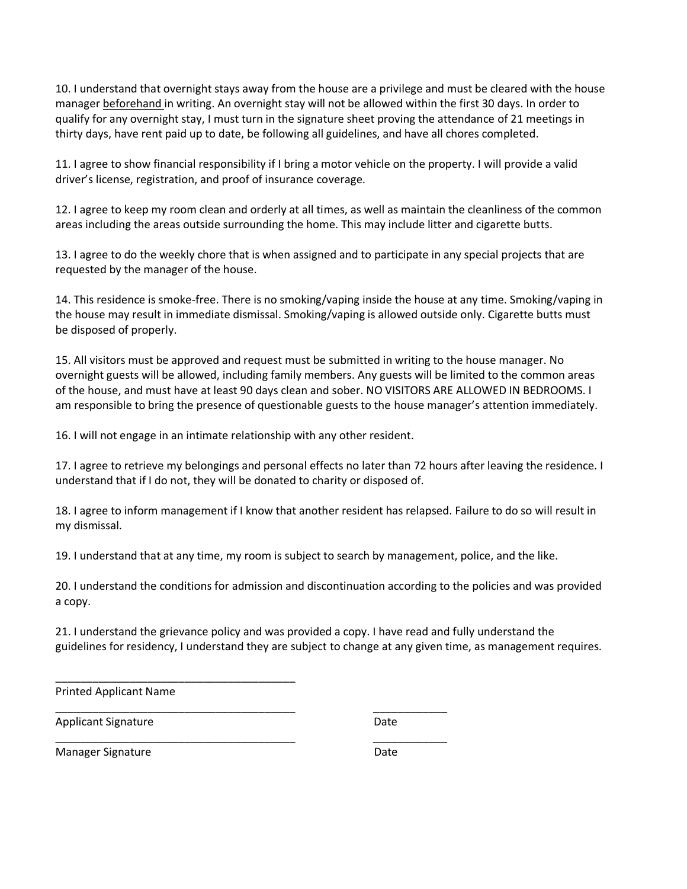10. I understand that overnight stays away from the house are a privilege and must be cleared with the house manager <u>beforehand</u> in writing. An overnight stay will not be allowed within the first 30 days. In order to qualify for any overnight stay, I must turn in the signature sheet proving the attendance of 21 meetings in thirty days, have rent paid up to date, be following all guidelines, and have all chores completed.

11. I agree to show financial responsibility if I bring a motor vehicle on the property. I will provide a valid driver's license, registration, and proof of insurance coverage.

12. I agree to keep my room clean and orderly at all times, as well as maintain the cleanliness of the common areas including the areas outside surrounding the home. This may include litter and cigarette butts.

13. I agree to do the weekly chore that is when assigned and to participate in any special projects that are requested by the manager of the house.

14. This residence is smoke-free. There is no smoking/vaping inside the house at any time. Smoking/vaping in the house may result in immediate dismissal. Smoking/vaping is allowed outside only. Cigarette butts must be disposed of properly.

15. All visitors must be approved and request must be submitted in writing to the house manager. No overnight guests will be allowed, including family members. Any guests will be limited to the common areas of the house, and must have at least 90 days clean and sober. NO VISITORS ARE ALLOWED IN BEDROOMS. I am responsible to bring the presence of questionable guests to the house manager's attention immediately.

16. I will not engage in an intimate relationship with any other resident.

17. I agree to retrieve my belongings and personal effects no later than 72 hours after leaving the residence. I understand that if I do not, they will be donated to charity or disposed of.

18. I agree to inform management if I know that another resident has relapsed. Failure to do so will result in my dismissal.

19. I understand that at any time, my room is subject to search by management, police, and the like.

20. I understand the conditions for admission and discontinuation according to the policies and was provided a copy.

21. I understand the grievance policy and was provided a copy. I have read and fully understand the guidelines for residency, I understand they are subject to change at any given time, as management requires.

\_\_\_\_\_\_\_\_\_\_\_\_\_\_\_\_\_\_\_\_\_\_\_\_\_\_\_\_\_\_\_\_\_\_\_\_\_\_\_\_

Printed Applicant Name

\_\_\_\_\_\_\_\_\_\_\_\_\_\_\_\_\_\_\_\_\_\_\_\_\_\_\_\_\_\_\_\_\_\_\_\_\_\_\_\_ \_\_\_\_\_\_\_\_\_\_\_\_

Applicant Signature Date

\_\_\_\_\_\_\_\_\_\_\_\_\_\_\_\_\_\_\_\_\_\_\_\_\_\_\_\_\_\_\_\_\_\_\_\_\_\_\_\_ \_\_\_\_\_\_\_\_\_\_\_\_

Manager Signature Date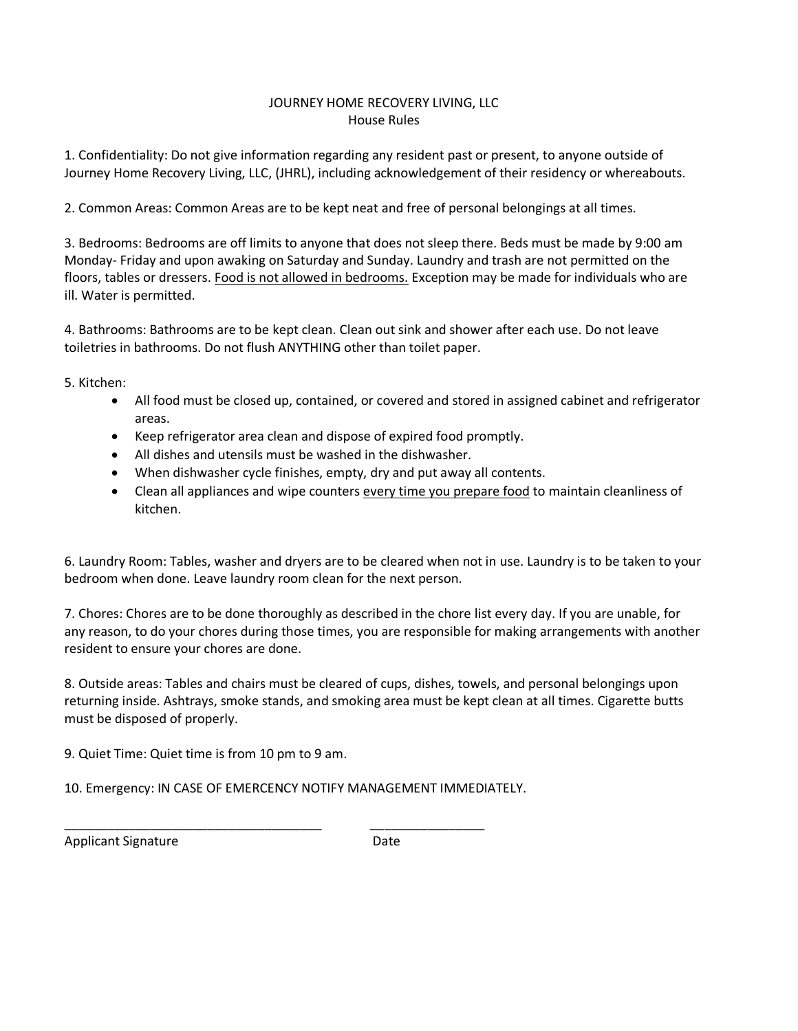# JOURNEY HOME RECOVERY LIVING, LLC
## House Rules

1. Confidentiality: Do not give information regarding any resident past or present, to anyone outside of Journey Home Recovery Living, LLC, (JHRL), including acknowledgement of their residency or whereabouts.

2. Common Areas: Common Areas are to be kept neat and free of personal belongings at all times.

3. Bedrooms: Bedrooms are off limits to anyone that does not sleep there. Beds must be made by 9:00 am Monday- Friday and upon awaking on Saturday and Sunday. Laundry and trash are not permitted on the floors, tables or dressers. <u>Food is not allowed in bedrooms.</u> Exception may be made for individuals who are ill. Water is permitted.

4. Bathrooms: Bathrooms are to be kept clean. Clean out sink and shower after each use. Do not leave toiletries in bathrooms. Do not flush ANYTHING other than toilet paper.

5. Kitchen:
   - All food must be closed up, contained, or covered and stored in assigned cabinet and refrigerator areas.
   - Keep refrigerator area clean and dispose of expired food promptly.
   - All dishes and utensils must be washed in the dishwasher.
   - When dishwasher cycle finishes, empty, dry and put away all contents.
   - Clean all appliances and wipe counters <u>every time you prepare food</u> to maintain cleanliness of kitchen.

6. Laundry Room: Tables, washer and dryers are to be cleared when not in use. Laundry is to be taken to your bedroom when done. Leave laundry room clean for the next person.

7. Chores: Chores are to be done thoroughly as described in the chore list every day. If you are unable, for any reason, to do your chores during those times, you are responsible for making arrangements with another resident to ensure your chores are done.

8. Outside areas: Tables and chairs must be cleared of cups, dishes, towels, and personal belongings upon returning inside. Ashtrays, smoke stands, and smoking area must be kept clean at all times. Cigarette butts must be disposed of properly.

9. Quiet Time: Quiet time is from 10 pm to 9 am.

10. Emergency: IN CASE OF EMERCENCY NOTIFY MANAGEMENT IMMEDIATELY.

\_\_\_\_\_\_\_\_\_\_\_\_\_\_\_\_\_\_\_\_\_\_\_\_\_\_\_\_\_\_\_\_\_\_\_\_ \_\_\_\_\_\_\_\_\_\_\_\_\_\_\_\_

Applicant Signature Date